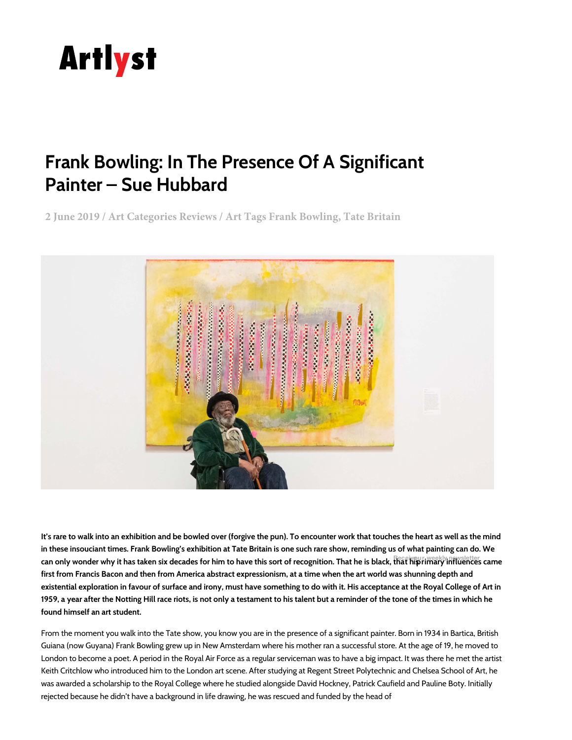# Artlyst

## Frank Bowling: In The Presence Of A Significant Painter – Sue Hubbard

2 June 2019 / Art Categories Reviews / Art Tags Frank Bowling, Tate Britain

**It's rare to walk into an exhibition and be bowled over (forgive the pun). To encounter work that touches the heart as well as the mind in these insouciant times. Frank Bowling's exhibition at Tate Britain is one such rare show, reminding us of what painting can do. We can only wonder why it has taken six decades for him to have this sort of recognition. That he is black, that his primary influences came first from Francis Bacon and then from America abstract expressionism, at a time when the art world was shunning depth and existential exploration in favour of surface and irony, must have something to do with it. His acceptance at the Royal College of Art in 1959, a year after the Notting Hill race riots, is not only a testament to his talent but a reminder of the tone of the times in which he found himself an art student.**

From the moment you walk into the Tate show, you know you are in the presence of a significant painter. Born in 1934 in Bartica, British Guiana (now Guyana) Frank Bowling grew up in New Amsterdam where his mother ran a successful store. At the age of 19, he moved to London to become a poet. A period in the Royal Air Force as a regular serviceman was to have a big impact. It was there he met the artist Keith Critchlow who introduced him to the London art scene. After studying at Regent Street Polytechnic and Chelsea School of Art, he was awarded a scholarship to the Royal College where he studied alongside David Hockney, Patrick Caufield and Pauline Boty. Initially rejected because he didn't have a background in life drawing, he was rescued and funded by the head of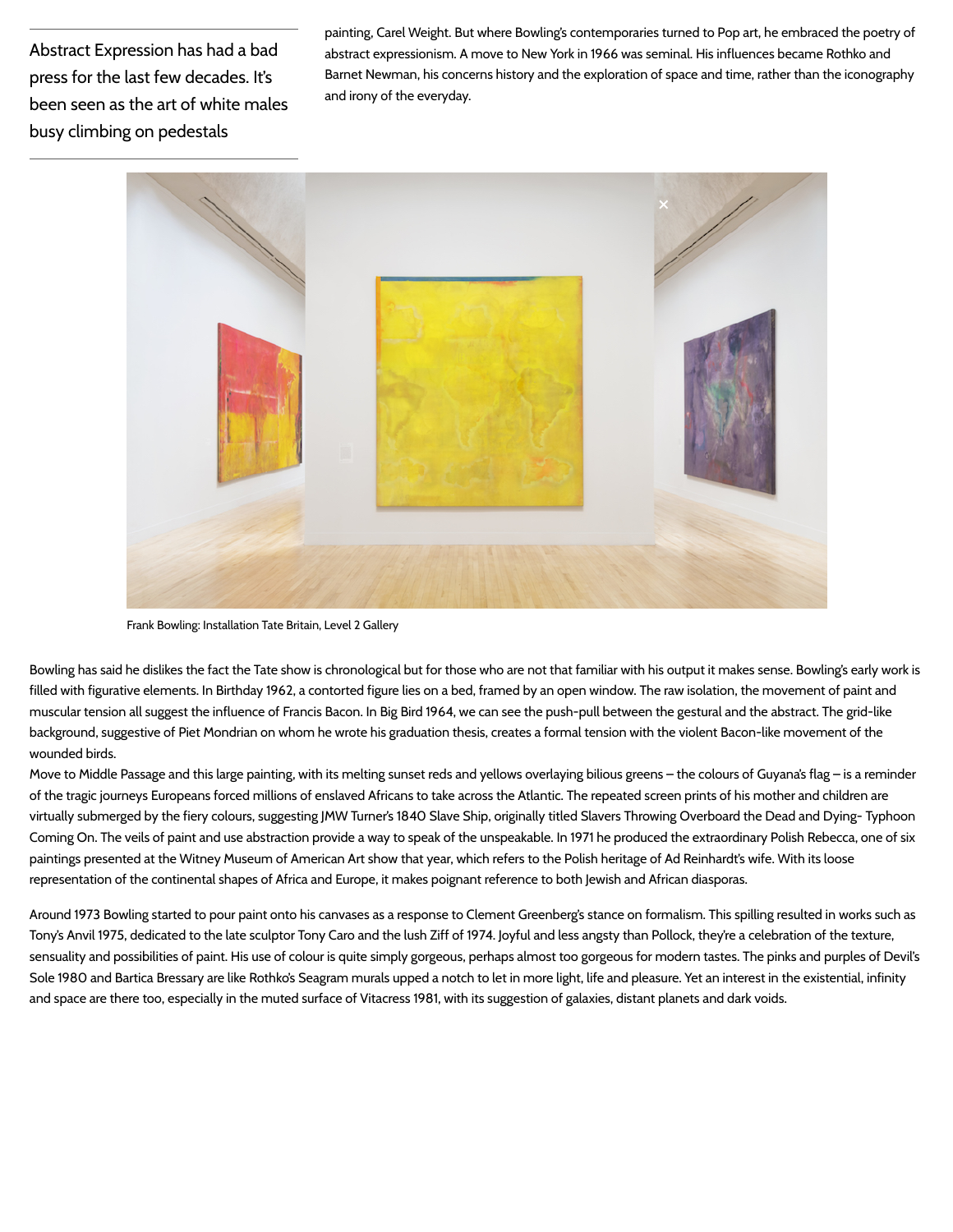> Abstract Expression has had a bad press for the last few decades. It's been seen as the art of white males busy climbing on pedestals

painting, Carel Weight. But where Bowling's contemporaries turned to Pop art, he embraced the poetry of abstract expressionism. A move to New York in 1966 was seminal. His influences became Rothko and Barnet Newman, his concerns history and the exploration of space and time, rather than the iconography and irony of the everyday.

Frank Bowling: Installation Tate Britain, Level 2 Gallery

Bowling has said he dislikes the fact the Tate show is chronological but for those who are not that familiar with his output it makes sense. Bowling's early work is filled with figurative elements. In Birthday 1962, a contorted figure lies on a bed, framed by an open window. The raw isolation, the movement of paint and muscular tension all suggest the influence of Francis Bacon. In Big Bird 1964, we can see the push-pull between the gestural and the abstract. The grid-like background, suggestive of Piet Mondrian on whom he wrote his graduation thesis, creates a formal tension with the violent Bacon-like movement of the wounded birds.

Move to Middle Passage and this large painting, with its melting sunset reds and yellows overlaying bilious greens – the colours of Guyana's flag – is a reminder of the tragic journeys Europeans forced millions of enslaved Africans to take across the Atlantic. The repeated screen prints of his mother and children are virtually submerged by the fiery colours, suggesting JMW Turner's 1840 Slave Ship, originally titled Slavers Throwing Overboard the Dead and Dying- Typhoon Coming On. The veils of paint and use abstraction provide a way to speak of the unspeakable. In 1971 he produced the extraordinary Polish Rebecca, one of six paintings presented at the Witney Museum of American Art show that year, which refers to the Polish heritage of Ad Reinhardt's wife. With its loose representation of the continental shapes of Africa and Europe, it makes poignant reference to both Jewish and African diasporas.

Around 1973 Bowling started to pour paint onto his canvases as a response to Clement Greenberg's stance on formalism. This spilling resulted in works such as Tony's Anvil 1975, dedicated to the late sculptor Tony Caro and the lush Ziff of 1974. Joyful and less angsty than Pollock, they're a celebration of the texture, sensuality and possibilities of paint. His use of colour is quite simply gorgeous, perhaps almost too gorgeous for modern tastes. The pinks and purples of Devil's Sole 1980 and Bartica Bressary are like Rothko's Seagram murals upped a notch to let in more light, life and pleasure. Yet an interest in the existential, infinity and space are there too, especially in the muted surface of Vitacress 1981, with its suggestion of galaxies, distant planets and dark voids.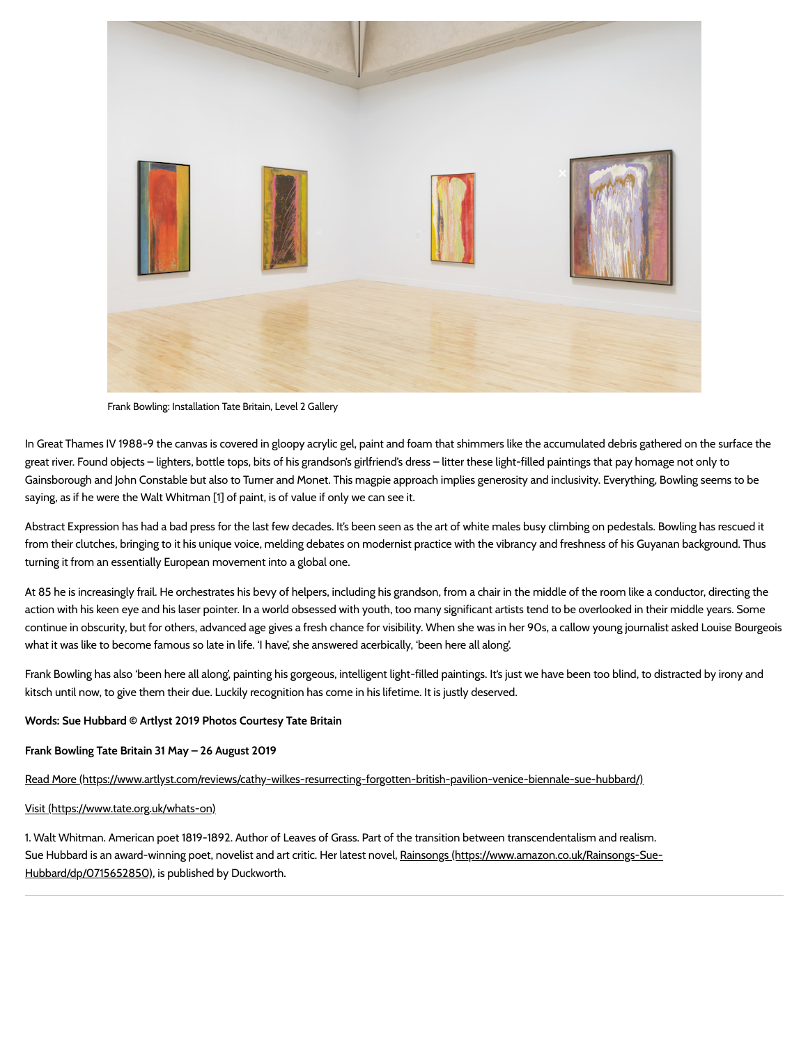Frank Bowling: Installation Tate Britain, Level 2 Gallery

In Great Thames IV 1988-9 the canvas is covered in gloopy acrylic gel, paint and foam that shimmers like the accumulated debris gathered on the surface the great river. Found objects – lighters, bottle tops, bits of his grandson's girlfriend's dress – litter these light-filled paintings that pay homage not only to Gainsborough and John Constable but also to Turner and Monet. This magpie approach implies generosity and inclusivity. Everything, Bowling seems to be saying, as if he were the Walt Whitman [1] of paint, is of value if only we can see it.

Abstract Expression has had a bad press for the last few decades. It's been seen as the art of white males busy climbing on pedestals. Bowling has rescued it from their clutches, bringing to it his unique voice, melding debates on modernist practice with the vibrancy and freshness of his Guyanan background. Thus turning it from an essentially European movement into a global one.

At 85 he is increasingly frail. He orchestrates his bevy of helpers, including his grandson, from a chair in the middle of the room like a conductor, directing the action with his keen eye and his laser pointer. In a world obsessed with youth, too many significant artists tend to be overlooked in their middle years. Some continue in obscurity, but for others, advanced age gives a fresh chance for visibility. When she was in her 90s, a callow young journalist asked Louise Bourgeois what it was like to become famous so late in life. 'I have', she answered acerbically, 'been here all along'.

Frank Bowling has also 'been here all along', painting his gorgeous, intelligent light-filled paintings. It's just we have been too blind, to distracted by irony and kitsch until now, to give them their due. Luckily recognition has come in his lifetime. It is justly deserved.

**Words: Sue Hubbard © Artlyst 2019 Photos Courtesy Tate Britain**

**Frank Bowling Tate Britain 31 May – 26 August 2019**

[Read More (https://www.artlyst.com/reviews/cathy-wilkes-resurrecting-forgotten-british-pavilion-venice-biennale-sue-hubbard/)](https://www.artlyst.com/reviews/cathy-wilkes-resurrecting-forgotten-british-pavilion-venice-biennale-sue-hubbard/)

[Visit (https://www.tate.org.uk/whats-on)](https://www.tate.org.uk/whats-on)

1. Walt Whitman. American poet 1819-1892. Author of Leaves of Grass. Part of the transition between transcendentalism and realism.
Sue Hubbard is an award-winning poet, novelist and art critic. Her latest novel, [Rainsongs (https://www.amazon.co.uk/Rainsongs-Sue-Hubbard/dp/0715652850)](https://www.amazon.co.uk/Rainsongs-Sue-Hubbard/dp/0715652850), is published by Duckworth.